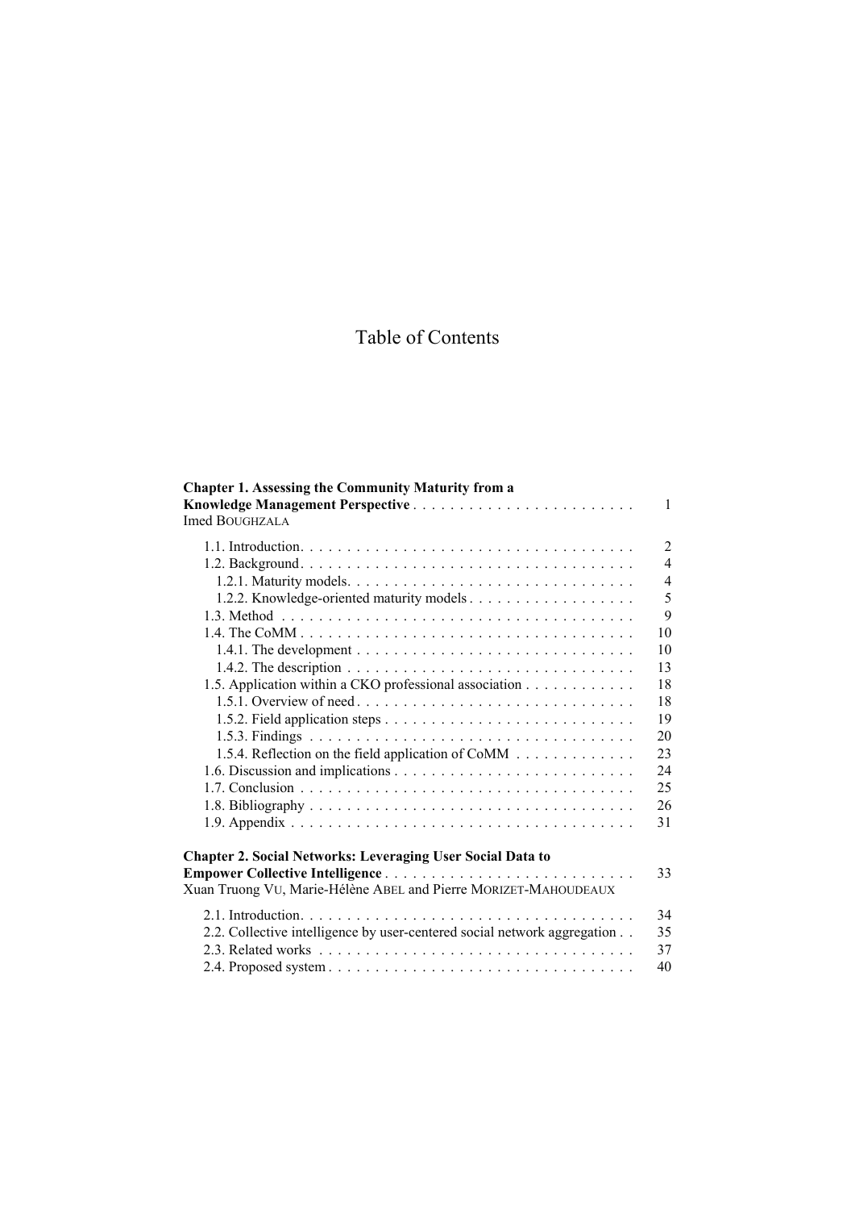# Table of Contents

**Chapter 1. Assessing the Community Maturity from a Knowledge Management Perspective** . . . . . . . . . . . . . . . . . . . . . . . . 1
Imed BOUGHZALA

- 1.1. Introduction . . . . . . . . . . . . . . . . . . . . . . . . . . . . . . . . . . . . 2
- 1.2. Background . . . . . . . . . . . . . . . . . . . . . . . . . . . . . . . . . . . . 4
  - 1.2.1. Maturity models . . . . . . . . . . . . . . . . . . . . . . . . . . . . . . . 4
  - 1.2.2. Knowledge-oriented maturity models . . . . . . . . . . . . . . . . . . 5
- 1.3. Method . . . . . . . . . . . . . . . . . . . . . . . . . . . . . . . . . . . . . . 9
- 1.4. The CoMM . . . . . . . . . . . . . . . . . . . . . . . . . . . . . . . . . . . . 10
  - 1.4.1. The development . . . . . . . . . . . . . . . . . . . . . . . . . . . . . . 10
  - 1.4.2. The description . . . . . . . . . . . . . . . . . . . . . . . . . . . . . . . 13
- 1.5. Application within a CKO professional association . . . . . . . . . . . . 18
  - 1.5.1. Overview of need . . . . . . . . . . . . . . . . . . . . . . . . . . . . . . 18
  - 1.5.2. Field application steps . . . . . . . . . . . . . . . . . . . . . . . . . . . 19
  - 1.5.3. Findings . . . . . . . . . . . . . . . . . . . . . . . . . . . . . . . . . . . 20
  - 1.5.4. Reflection on the field application of CoMM . . . . . . . . . . . . . 23
- 1.6. Discussion and implications . . . . . . . . . . . . . . . . . . . . . . . . . . 24
- 1.7. Conclusion . . . . . . . . . . . . . . . . . . . . . . . . . . . . . . . . . . . . 25
- 1.8. Bibliography . . . . . . . . . . . . . . . . . . . . . . . . . . . . . . . . . . . 26
- 1.9. Appendix . . . . . . . . . . . . . . . . . . . . . . . . . . . . . . . . . . . . . 31

**Chapter 2. Social Networks: Leveraging User Social Data to Empower Collective Intelligence** . . . . . . . . . . . . . . . . . . . . . . . . . . . 33
Xuan Truong VU, Marie-Hélène ABEL and Pierre MORIZET-MAHOUDEAUX

- 2.1. Introduction . . . . . . . . . . . . . . . . . . . . . . . . . . . . . . . . . . . . 34
- 2.2. Collective intelligence by user-centered social network aggregation . . 35
- 2.3. Related works . . . . . . . . . . . . . . . . . . . . . . . . . . . . . . . . . . 37
- 2.4. Proposed system . . . . . . . . . . . . . . . . . . . . . . . . . . . . . . . . . 40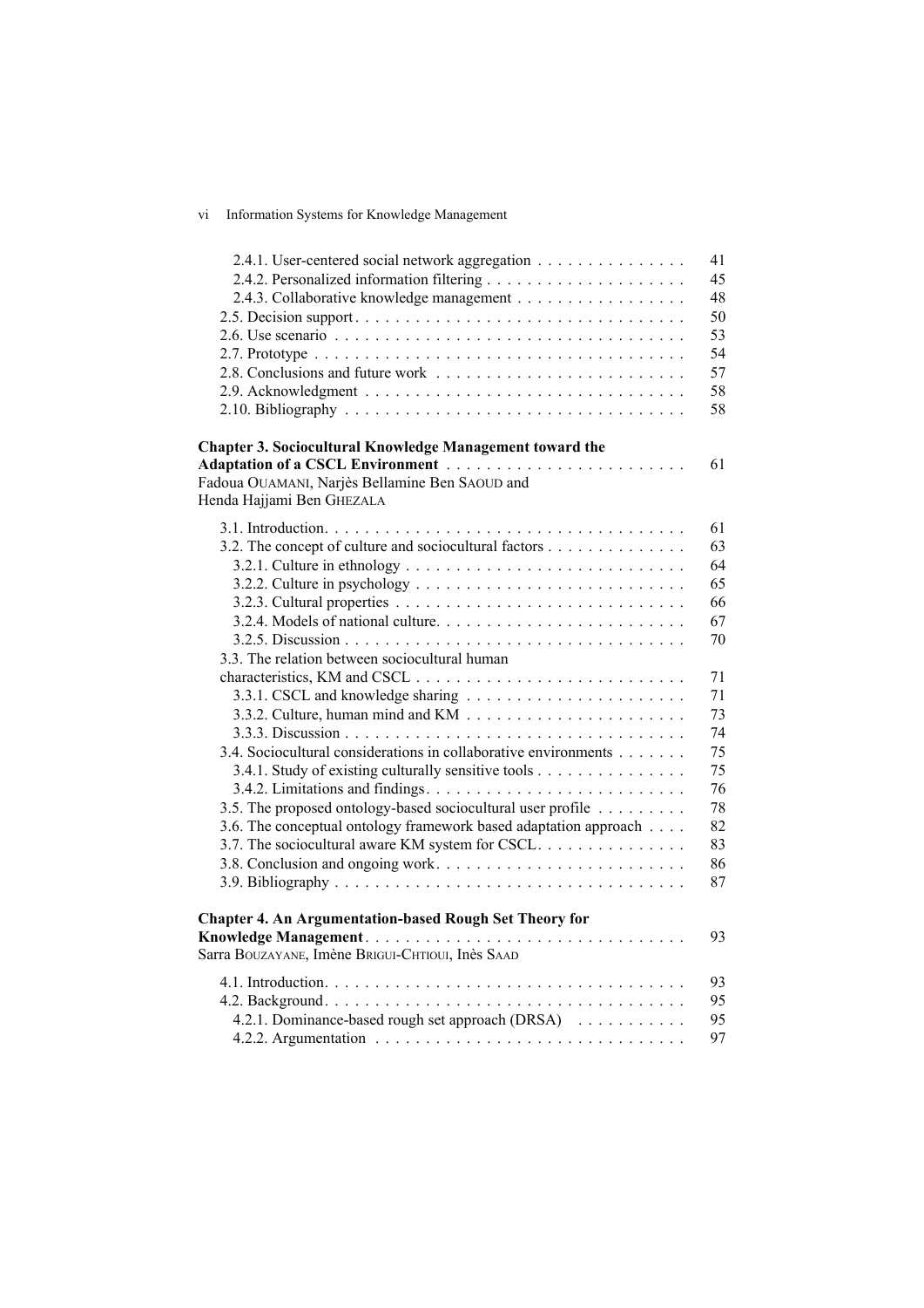2.4.1. User-centered social network aggregation . . . . . . . . . . . . . . . 41
2.4.2. Personalized information filtering . . . . . . . . . . . . . . . . . . . . 45
2.4.3. Collaborative knowledge management . . . . . . . . . . . . . . . . 48
2.5. Decision support . . . . . . . . . . . . . . . . . . . . . . . . . . . . . . . . . 50
2.6. Use scenario . . . . . . . . . . . . . . . . . . . . . . . . . . . . . . . . . . . 53
2.7. Prototype . . . . . . . . . . . . . . . . . . . . . . . . . . . . . . . . . . . . . 54
2.8. Conclusions and future work . . . . . . . . . . . . . . . . . . . . . . . . 57
2.9. Acknowledgment . . . . . . . . . . . . . . . . . . . . . . . . . . . . . . . . 58
2.10. Bibliography . . . . . . . . . . . . . . . . . . . . . . . . . . . . . . . . . . 58

**Chapter 3. Sociocultural Knowledge Management toward the Adaptation of a CSCL Environment** . . . . . . . . . . . . . . . . . . . . . . . . 61
Fadoua OUAMANI, Narjès Bellamine Ben SAOUD and Henda Hajjami Ben GHEZALA

3.1. Introduction . . . . . . . . . . . . . . . . . . . . . . . . . . . . . . . . . . . 61
3.2. The concept of culture and sociocultural factors . . . . . . . . . . . . . 63
3.2.1. Culture in ethnology . . . . . . . . . . . . . . . . . . . . . . . . . . . . 64
3.2.2. Culture in psychology . . . . . . . . . . . . . . . . . . . . . . . . . . . 65
3.2.3. Cultural properties . . . . . . . . . . . . . . . . . . . . . . . . . . . . . 66
3.2.4. Models of national culture . . . . . . . . . . . . . . . . . . . . . . . . 67
3.2.5. Discussion . . . . . . . . . . . . . . . . . . . . . . . . . . . . . . . . . . 70
3.3. The relation between sociocultural human characteristics, KM and CSCL . . . . . . . . . . . . . . . . . . . . . . . . . . 71
3.3.1. CSCL and knowledge sharing . . . . . . . . . . . . . . . . . . . . . . 71
3.3.2. Culture, human mind and KM . . . . . . . . . . . . . . . . . . . . . . 73
3.3.3. Discussion . . . . . . . . . . . . . . . . . . . . . . . . . . . . . . . . . . 74
3.4. Sociocultural considerations in collaborative environments . . . . . . . 75
3.4.1. Study of existing culturally sensitive tools . . . . . . . . . . . . . . . 75
3.4.2. Limitations and findings . . . . . . . . . . . . . . . . . . . . . . . . . . 76
3.5. The proposed ontology-based sociocultural user profile . . . . . . . . . 78
3.6. The conceptual ontology framework based adaptation approach . . . . 82
3.7. The sociocultural aware KM system for CSCL . . . . . . . . . . . . . . . 83
3.8. Conclusion and ongoing work . . . . . . . . . . . . . . . . . . . . . . . . 86
3.9. Bibliography . . . . . . . . . . . . . . . . . . . . . . . . . . . . . . . . . . . 87

**Chapter 4. An Argumentation-based Rough Set Theory for Knowledge Management** . . . . . . . . . . . . . . . . . . . . . . . . . . . . . . . 93
Sarra BOUZAYANE, Imène BRIGUI-CHTIOUI, Inès SAAD

4.1. Introduction . . . . . . . . . . . . . . . . . . . . . . . . . . . . . . . . . . . 93
4.2. Background . . . . . . . . . . . . . . . . . . . . . . . . . . . . . . . . . . . 95
4.2.1. Dominance-based rough set approach (DRSA) . . . . . . . . . . . 95
4.2.2. Argumentation . . . . . . . . . . . . . . . . . . . . . . . . . . . . . . . 97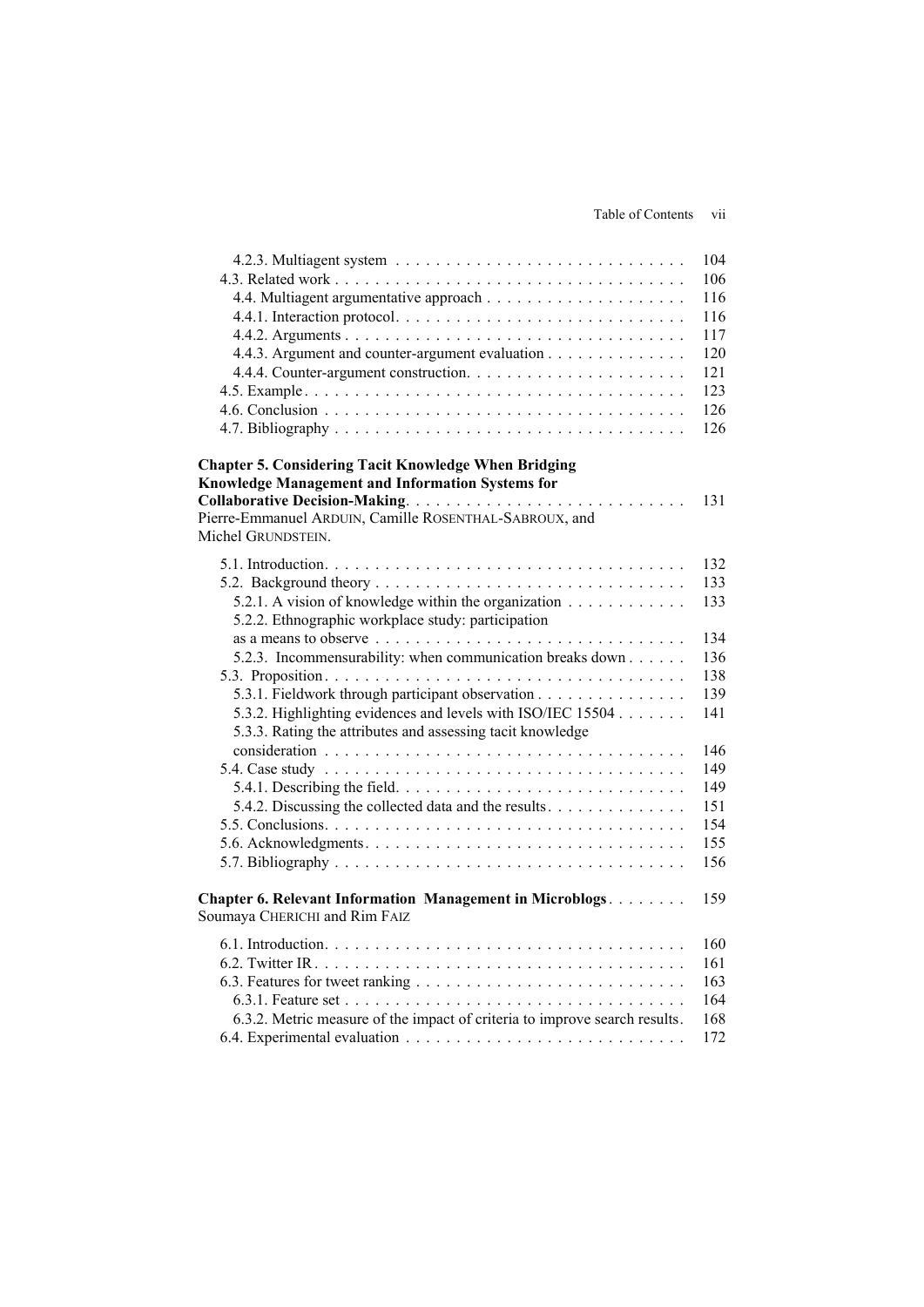4.2.3. Multiagent system . . . . . . . . . . . . . . . . . . . . . . . . . . . . . 104
4.3. Related work . . . . . . . . . . . . . . . . . . . . . . . . . . . . . . . . . . . 106
4.4. Multiagent argumentative approach . . . . . . . . . . . . . . . . . . . . 116
4.4.1. Interaction protocol. . . . . . . . . . . . . . . . . . . . . . . . . . . . . 116
4.4.2. Arguments . . . . . . . . . . . . . . . . . . . . . . . . . . . . . . . . . . 117
4.4.3. Argument and counter-argument evaluation . . . . . . . . . . . . . . 120
4.4.4. Counter-argument construction. . . . . . . . . . . . . . . . . . . . . . 121
4.5. Example. . . . . . . . . . . . . . . . . . . . . . . . . . . . . . . . . . . . . 123
4.6. Conclusion . . . . . . . . . . . . . . . . . . . . . . . . . . . . . . . . . . . 126
4.7. Bibliography . . . . . . . . . . . . . . . . . . . . . . . . . . . . . . . . . . 126

**Chapter 5. Considering Tacit Knowledge When Bridging Knowledge Management and Information Systems for Collaborative Decision-Making** . . . . . . . . . . . . . . . . . . . . . . . . . . . 131
Pierre-Emmanuel ARDUIN, Camille ROSENTHAL-SABROUX, and Michel GRUNDSTEIN.

5.1. Introduction. . . . . . . . . . . . . . . . . . . . . . . . . . . . . . . . . . . 132
5.2. Background theory . . . . . . . . . . . . . . . . . . . . . . . . . . . . . . 133
5.2.1. A vision of knowledge within the organization . . . . . . . . . . . . 133
5.2.2. Ethnographic workplace study: participation as a means to observe . . . . . . . . . . . . . . . . . . . . . . . . . . . . . . . 134
5.2.3. Incommensurability: when communication breaks down . . . . . . 136
5.3. Proposition. . . . . . . . . . . . . . . . . . . . . . . . . . . . . . . . . . . 138
5.3.1. Fieldwork through participant observation . . . . . . . . . . . . . . . 139
5.3.2. Highlighting evidences and levels with ISO/IEC 15504 . . . . . . . 141
5.3.3. Rating the attributes and assessing tacit knowledge consideration . . . . . . . . . . . . . . . . . . . . . . . . . . . . . . . . . . . 146
5.4. Case study . . . . . . . . . . . . . . . . . . . . . . . . . . . . . . . . . . . 149
5.4.1. Describing the field. . . . . . . . . . . . . . . . . . . . . . . . . . . . . 149
5.4.2. Discussing the collected data and the results . . . . . . . . . . . . . 151
5.5. Conclusions. . . . . . . . . . . . . . . . . . . . . . . . . . . . . . . . . . . 154
5.6. Acknowledgments. . . . . . . . . . . . . . . . . . . . . . . . . . . . . . . 155
5.7. Bibliography . . . . . . . . . . . . . . . . . . . . . . . . . . . . . . . . . . 156

**Chapter 6. Relevant Information Management in Microblogs** . . . . . . . . 159
Soumaya CHERICHI and Rim FAIZ

6.1. Introduction. . . . . . . . . . . . . . . . . . . . . . . . . . . . . . . . . . . 160
6.2. Twitter IR . . . . . . . . . . . . . . . . . . . . . . . . . . . . . . . . . . . 161
6.3. Features for tweet ranking . . . . . . . . . . . . . . . . . . . . . . . . . . 163
6.3.1. Feature set . . . . . . . . . . . . . . . . . . . . . . . . . . . . . . . . . . 164
6.3.2. Metric measure of the impact of criteria to improve search results. 168
6.4. Experimental evaluation . . . . . . . . . . . . . . . . . . . . . . . . . . . 172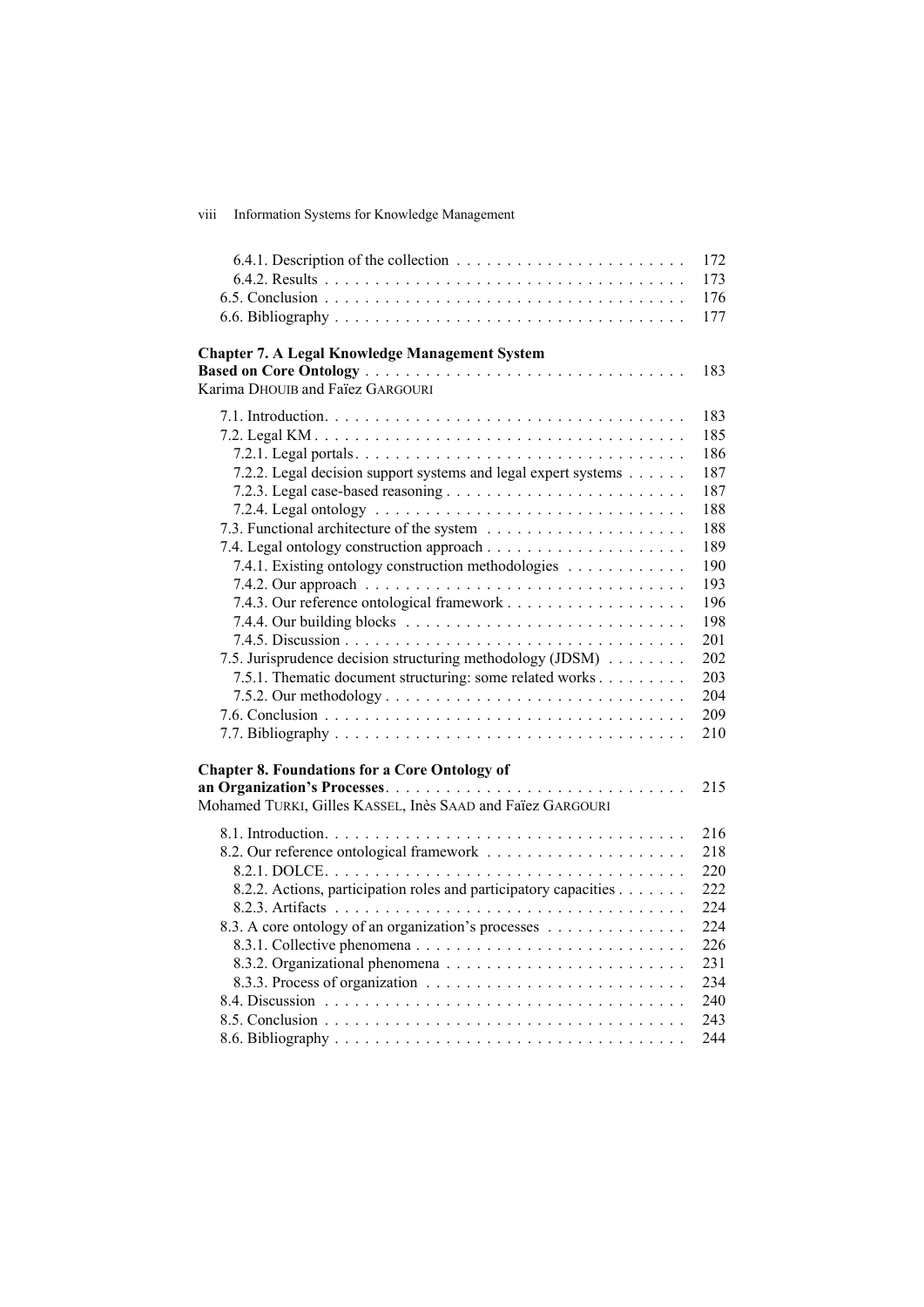6.4.1. Description of the collection . . . . . . . . . . . . . . . . . . . . . . . 172
6.4.2. Results . . . . . . . . . . . . . . . . . . . . . . . . . . . . . . . . . . . . . 173
6.5. Conclusion . . . . . . . . . . . . . . . . . . . . . . . . . . . . . . . . . . . . 176
6.6. Bibliography . . . . . . . . . . . . . . . . . . . . . . . . . . . . . . . . . . . 177

**Chapter 7. A Legal Knowledge Management System Based on Core Ontology** . . . . . . . . . . . . . . . . . . . . . . . . . . . . . . . . 183
Karima DHOUIB and Faïez GARGOURI

7.1. Introduction. . . . . . . . . . . . . . . . . . . . . . . . . . . . . . . . . . . . 183
7.2. Legal KM . . . . . . . . . . . . . . . . . . . . . . . . . . . . . . . . . . . . . 185
7.2.1. Legal portals. . . . . . . . . . . . . . . . . . . . . . . . . . . . . . . . . 186
7.2.2. Legal decision support systems and legal expert systems . . . . . . 187
7.2.3. Legal case-based reasoning . . . . . . . . . . . . . . . . . . . . . . . . 187
7.2.4. Legal ontology . . . . . . . . . . . . . . . . . . . . . . . . . . . . . . . 188
7.3. Functional architecture of the system . . . . . . . . . . . . . . . . . . . . 188
7.4. Legal ontology construction approach . . . . . . . . . . . . . . . . . . . . 189
7.4.1. Existing ontology construction methodologies . . . . . . . . . . . . 190
7.4.2. Our approach . . . . . . . . . . . . . . . . . . . . . . . . . . . . . . . . 193
7.4.3. Our reference ontological framework . . . . . . . . . . . . . . . . . . 196
7.4.4. Our building blocks . . . . . . . . . . . . . . . . . . . . . . . . . . . . 198
7.4.5. Discussion . . . . . . . . . . . . . . . . . . . . . . . . . . . . . . . . . . 201
7.5. Jurisprudence decision structuring methodology (JDSM) . . . . . . . . 202
7.5.1. Thematic document structuring: some related works . . . . . . . . . 203
7.5.2. Our methodology . . . . . . . . . . . . . . . . . . . . . . . . . . . . . . 204
7.6. Conclusion . . . . . . . . . . . . . . . . . . . . . . . . . . . . . . . . . . . . 209
7.7. Bibliography . . . . . . . . . . . . . . . . . . . . . . . . . . . . . . . . . . . 210

**Chapter 8. Foundations for a Core Ontology of an Organization's Processes**. . . . . . . . . . . . . . . . . . . . . . . . . . . . . . 215
Mohamed TURKI, Gilles KASSEL, Inès SAAD and Faïez GARGOURI

8.1. Introduction. . . . . . . . . . . . . . . . . . . . . . . . . . . . . . . . . . . . 216
8.2. Our reference ontological framework . . . . . . . . . . . . . . . . . . . . 218
8.2.1. DOLCE. . . . . . . . . . . . . . . . . . . . . . . . . . . . . . . . . . . . 220
8.2.2. Actions, participation roles and participatory capacities . . . . . . . 222
8.2.3. Artifacts . . . . . . . . . . . . . . . . . . . . . . . . . . . . . . . . . . . 224
8.3. A core ontology of an organization's processes . . . . . . . . . . . . . . 224
8.3.1. Collective phenomena . . . . . . . . . . . . . . . . . . . . . . . . . . . 226
8.3.2. Organizational phenomena . . . . . . . . . . . . . . . . . . . . . . . . 231
8.3.3. Process of organization . . . . . . . . . . . . . . . . . . . . . . . . . . 234
8.4. Discussion . . . . . . . . . . . . . . . . . . . . . . . . . . . . . . . . . . . . 240
8.5. Conclusion . . . . . . . . . . . . . . . . . . . . . . . . . . . . . . . . . . . . 243
8.6. Bibliography . . . . . . . . . . . . . . . . . . . . . . . . . . . . . . . . . . . 244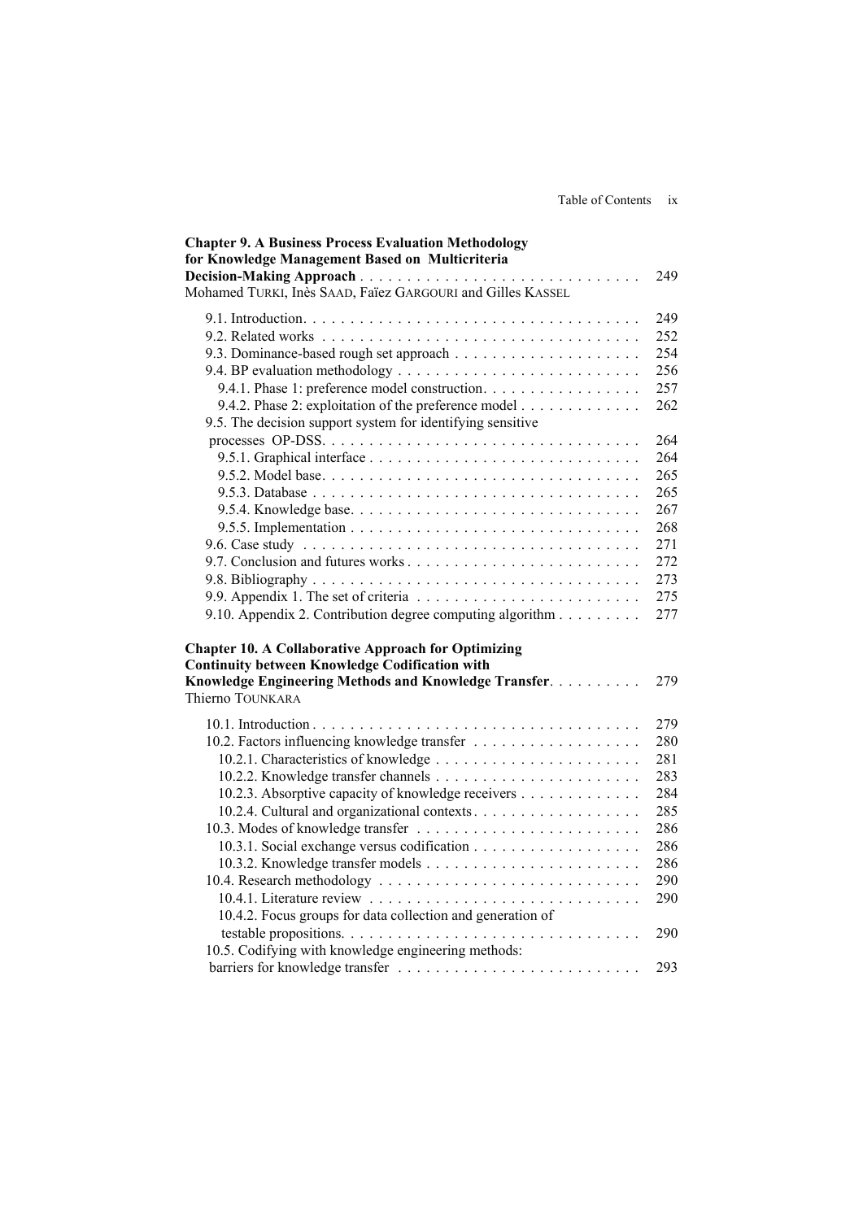**Chapter 9. A Business Process Evaluation Methodology for Knowledge Management Based on Multicriteria Decision-Making Approach** . . . . . . . . . . . . . . . . . . . . . . . . . . . . . 249
Mohamed TURKI, Inès SAAD, Faïez GARGOURI and Gilles KASSEL

- 9.1. Introduction . . . . . . . . . . . . . . . . . . . . . . . . . . . . . . . . . . . 249
- 9.2. Related works . . . . . . . . . . . . . . . . . . . . . . . . . . . . . . . . . 252
- 9.3. Dominance-based rough set approach . . . . . . . . . . . . . . . . . . . 254
- 9.4. BP evaluation methodology . . . . . . . . . . . . . . . . . . . . . . . . . 256
  - 9.4.1. Phase 1: preference model construction . . . . . . . . . . . . . . . . 257
  - 9.4.2. Phase 2: exploitation of the preference model . . . . . . . . . . . . 262
- 9.5. The decision support system for identifying sensitive processes OP-DSS . . . . . . . . . . . . . . . . . . . . . . . . . . . . . . . . . 264
  - 9.5.1. Graphical interface . . . . . . . . . . . . . . . . . . . . . . . . . . . . 264
  - 9.5.2. Model base . . . . . . . . . . . . . . . . . . . . . . . . . . . . . . . . . 265
  - 9.5.3. Database . . . . . . . . . . . . . . . . . . . . . . . . . . . . . . . . . . 265
  - 9.5.4. Knowledge base . . . . . . . . . . . . . . . . . . . . . . . . . . . . . . 267
  - 9.5.5. Implementation . . . . . . . . . . . . . . . . . . . . . . . . . . . . . . 268
- 9.6. Case study . . . . . . . . . . . . . . . . . . . . . . . . . . . . . . . . . . . 271
- 9.7. Conclusion and futures works . . . . . . . . . . . . . . . . . . . . . . . . 272
- 9.8. Bibliography . . . . . . . . . . . . . . . . . . . . . . . . . . . . . . . . . . 273
- 9.9. Appendix 1. The set of criteria . . . . . . . . . . . . . . . . . . . . . . . 275
- 9.10. Appendix 2. Contribution degree computing algorithm . . . . . . . . . 277

**Chapter 10. A Collaborative Approach for Optimizing Continuity between Knowledge Codification with Knowledge Engineering Methods and Knowledge Transfer** . . . . . . . . . . 279
Thierno TOUNKARA

- 10.1. Introduction . . . . . . . . . . . . . . . . . . . . . . . . . . . . . . . . . . 279
- 10.2. Factors influencing knowledge transfer . . . . . . . . . . . . . . . . . . 280
  - 10.2.1. Characteristics of knowledge . . . . . . . . . . . . . . . . . . . . . . 281
  - 10.2.2. Knowledge transfer channels . . . . . . . . . . . . . . . . . . . . . . 283
  - 10.2.3. Absorptive capacity of knowledge receivers . . . . . . . . . . . . . 284
  - 10.2.4. Cultural and organizational contexts . . . . . . . . . . . . . . . . . . 285
- 10.3. Modes of knowledge transfer . . . . . . . . . . . . . . . . . . . . . . . . 286
  - 10.3.1. Social exchange versus codification . . . . . . . . . . . . . . . . . . 286
  - 10.3.2. Knowledge transfer models . . . . . . . . . . . . . . . . . . . . . . . 286
- 10.4. Research methodology . . . . . . . . . . . . . . . . . . . . . . . . . . . . 290
  - 10.4.1. Literature review . . . . . . . . . . . . . . . . . . . . . . . . . . . . . 290
  - 10.4.2. Focus groups for data collection and generation of testable propositions . . . . . . . . . . . . . . . . . . . . . . . . . . . . . . . . 290
- 10.5. Codifying with knowledge engineering methods: barriers for knowledge transfer . . . . . . . . . . . . . . . . . . . . . . . . . . 293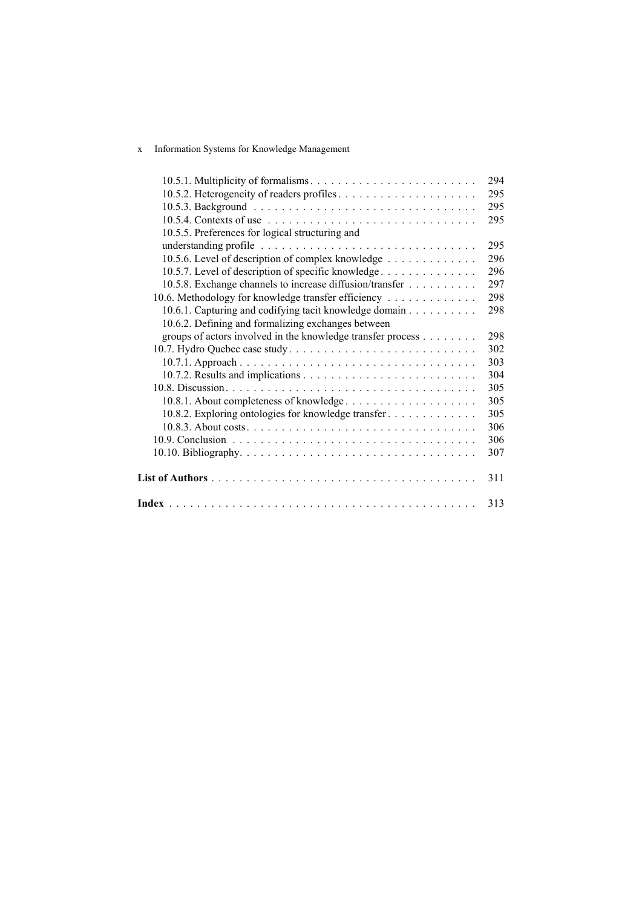10.5.1. Multiplicity of formalisms . . . . . . . . . . . . . . . . . . . . . . . . 294
10.5.2. Heterogeneity of readers profiles . . . . . . . . . . . . . . . . . . . . 295
10.5.3. Background . . . . . . . . . . . . . . . . . . . . . . . . . . . . . . . . 295
10.5.4. Contexts of use . . . . . . . . . . . . . . . . . . . . . . . . . . . . . . 295
10.5.5. Preferences for logical structuring and understanding profile . . . . . . . . . . . . . . . . . . . . . . . . . . . . . . . 295
10.5.6. Level of description of complex knowledge . . . . . . . . . . . . . 296
10.5.7. Level of description of specific knowledge . . . . . . . . . . . . . . 296
10.5.8. Exchange channels to increase diffusion/transfer . . . . . . . . . . 297
10.6. Methodology for knowledge transfer efficiency . . . . . . . . . . . . . 298
10.6.1. Capturing and codifying tacit knowledge domain . . . . . . . . . . 298
10.6.2. Defining and formalizing exchanges between groups of actors involved in the knowledge transfer process . . . . . . . . 298
10.7. Hydro Quebec case study . . . . . . . . . . . . . . . . . . . . . . . . . . . 302
10.7.1. Approach . . . . . . . . . . . . . . . . . . . . . . . . . . . . . . . . . . 303
10.7.2. Results and implications . . . . . . . . . . . . . . . . . . . . . . . . . 304
10.8. Discussion . . . . . . . . . . . . . . . . . . . . . . . . . . . . . . . . . . . . 305
10.8.1. About completeness of knowledge . . . . . . . . . . . . . . . . . . . 305
10.8.2. Exploring ontologies for knowledge transfer . . . . . . . . . . . . . 305
10.8.3. About costs . . . . . . . . . . . . . . . . . . . . . . . . . . . . . . . . . 306
10.9. Conclusion . . . . . . . . . . . . . . . . . . . . . . . . . . . . . . . . . . . 306
10.10. Bibliography . . . . . . . . . . . . . . . . . . . . . . . . . . . . . . . . . . 307

**List of Authors** . . . . . . . . . . . . . . . . . . . . . . . . . . . . . . . . . . . . . 311

**Index** . . . . . . . . . . . . . . . . . . . . . . . . . . . . . . . . . . . . . . . . . . . 313